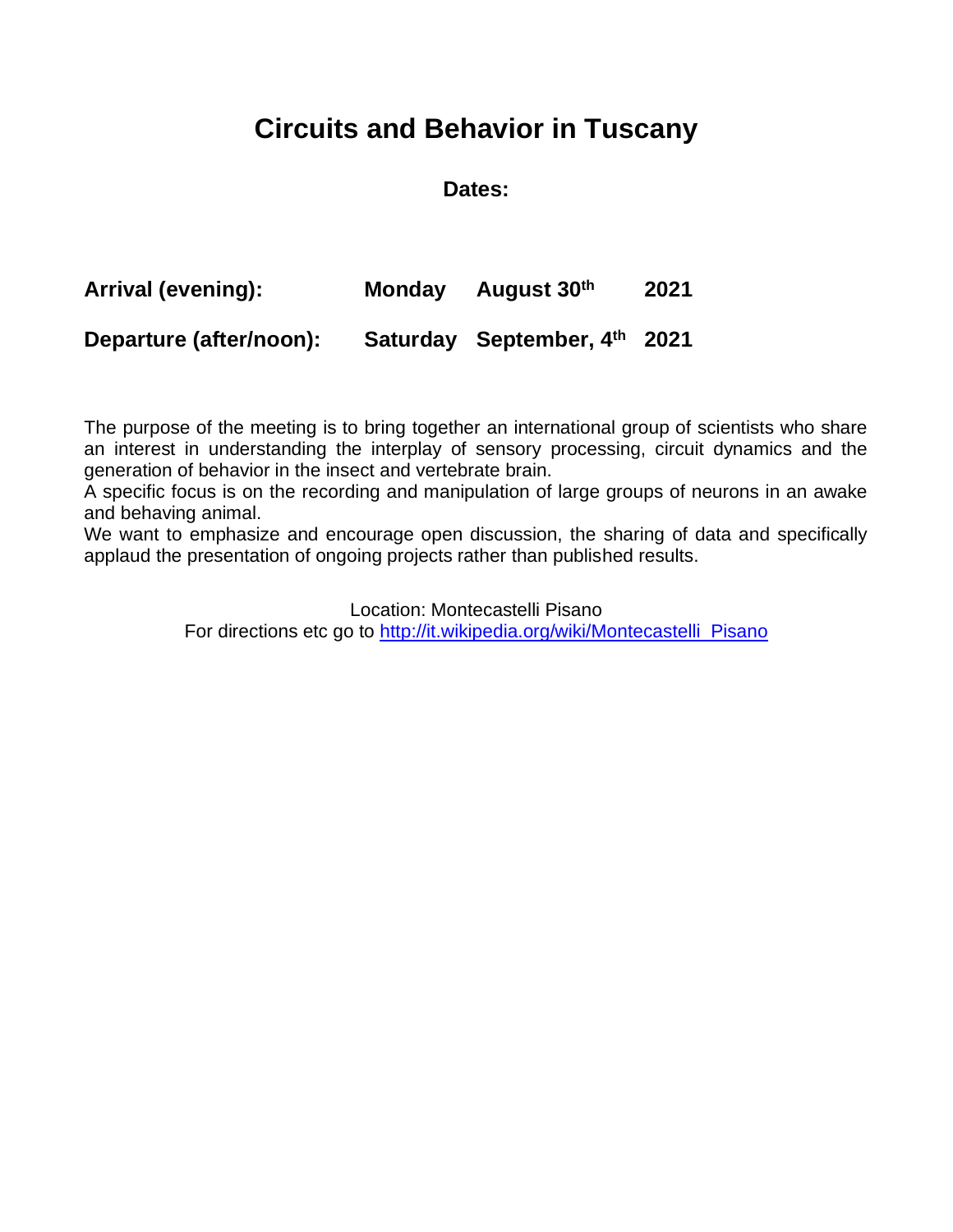# Circuits and Behavior in Tuscany

**Dates:**

| | | | |
|---|---|---|---|
| **Arrival (evening):** | **Monday** | **August 30th** | **2021** |
| **Departure (after/noon):** | **Saturday** | **September, 4th** | **2021** |

The purpose of the meeting is to bring together an international group of scientists who share an interest in understanding the interplay of sensory processing, circuit dynamics and the generation of behavior in the insect and vertebrate brain.
A specific focus is on the recording and manipulation of large groups of neurons in an awake and behaving animal.
We want to emphasize and encourage open discussion, the sharing of data and specifically applaud the presentation of ongoing projects rather than published results.

Location: Montecastelli Pisano
For directions etc go to [http://it.wikipedia.org/wiki/Montecastelli_Pisano](http://it.wikipedia.org/wiki/Montecastelli_Pisano)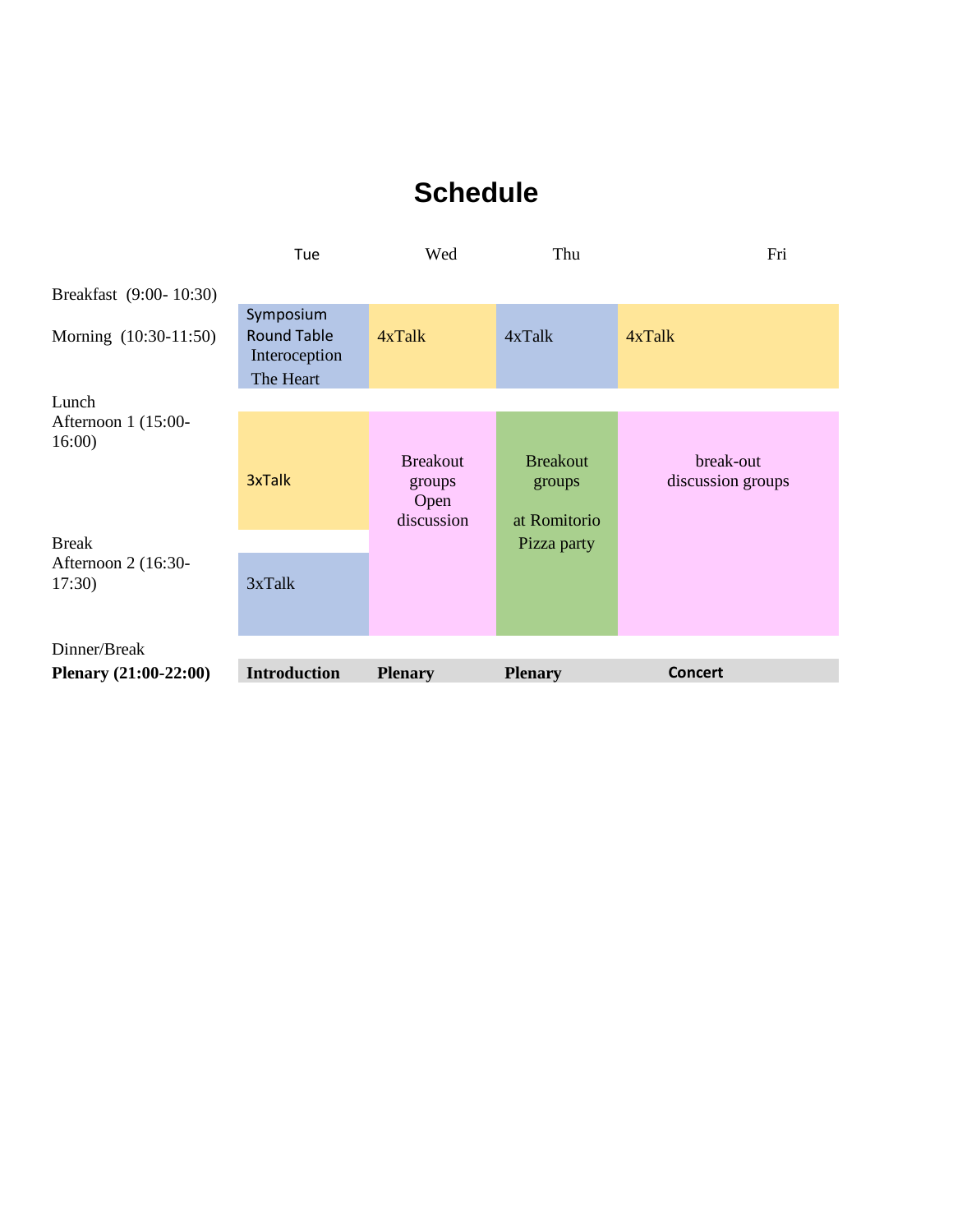# Schedule

| | Tue | Wed | Thu | Fri |
|---|---|---|---|---|
| Breakfast (9:00- 10:30) | | | | |
| Morning (10:30-11:50) | Symposium Round Table Interoception The Heart | 4xTalk | 4xTalk | 4xTalk |
| Lunch | | | | |
| Afternoon 1 (15:00-16:00) | 3xTalk | Breakout groups Open discussion | Breakout groups at Romitorio Pizza party | break-out discussion groups |
| Break | | | | |
| Afternoon 2 (16:30-17:30) | 3xTalk | | | |
| Dinner/Break | | | | |
| **Plenary (21:00-22:00)** | **Introduction** | **Plenary** | **Plenary** | **Concert** |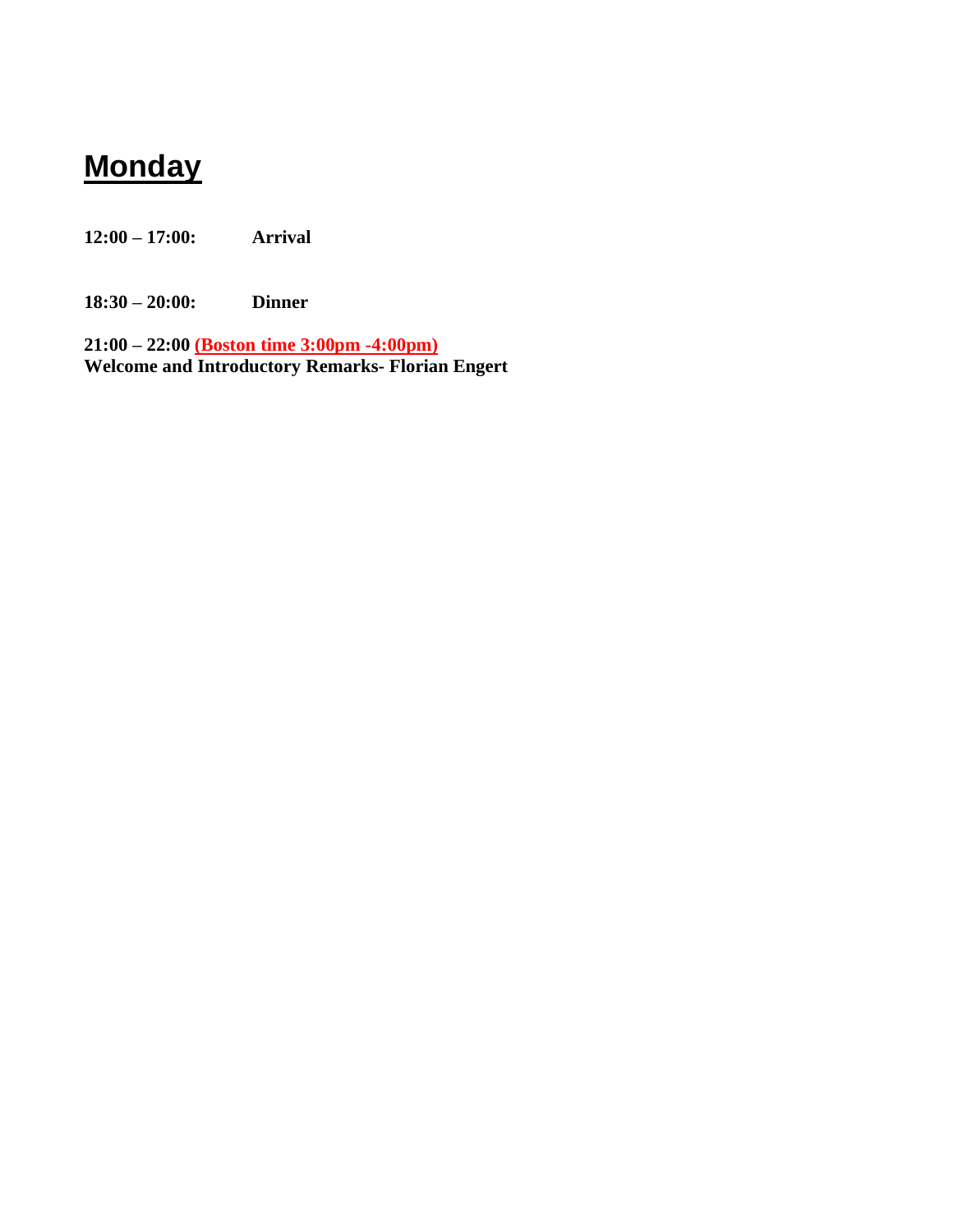# Monday

**12:00 – 17:00: Arrival**

**18:30 – 20:00: Dinner**

**21:00 – 22:00** **(Boston time 3:00pm -4:00pm)**
**Welcome and Introductory Remarks- Florian Engert**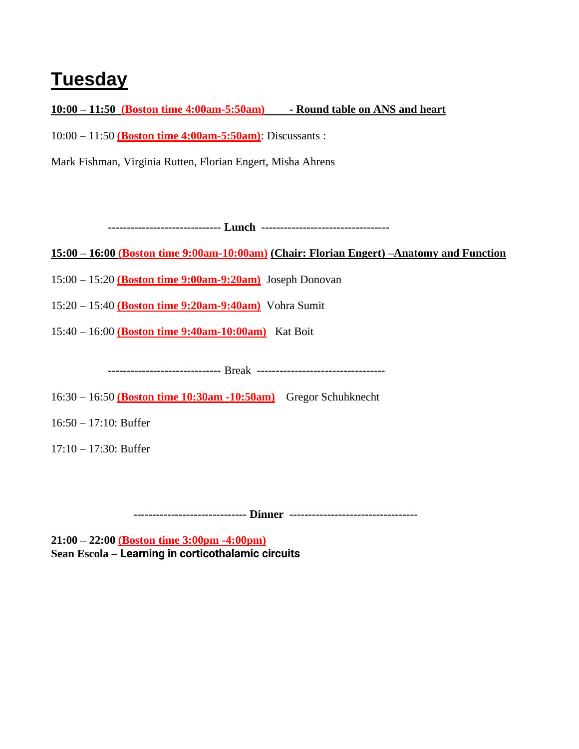# Tuesday

**10:00 – 11:50 (Boston time 4:00am-5:50am) - Round table on ANS and heart**

10:00 – 11:50 **(Boston time 4:00am-5:50am)**: Discussants :

Mark Fishman, Virginia Rutten, Florian Engert, Misha Ahrens

**----------------------------- Lunch ---------------------------------**

**15:00 – 16:00 (Boston time 9:00am-10:00am) (Chair: Florian Engert) –Anatomy and Function**

15:00 – 15:20 **(Boston time 9:00am-9:20am)** Joseph Donovan

15:20 – 15:40 **(Boston time 9:20am-9:40am)** Vohra Sumit

15:40 – 16:00 **(Boston time 9:40am-10:00am)** Kat Boit

----------------------------- Break ---------------------------------

16:30 – 16:50 **(Boston time 10:30am -10:50am)** Gregor Schuhknecht

16:50 – 17:10: Buffer

17:10 – 17:30: Buffer

**----------------------------- Dinner ---------------------------------**

**21:00 – 22:00 (Boston time 3:00pm -4:00pm)**
**Sean Escola – Learning in corticothalamic circuits**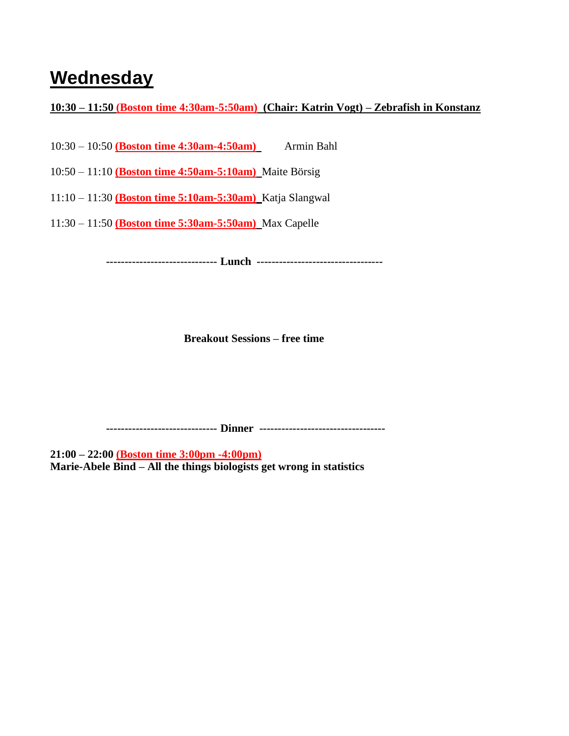# Wednesday

**10:30 – 11:50 (Boston time 4:30am-5:50am) (Chair: Katrin Vogt) – Zebrafish in Konstanz**

10:30 – 10:50 **(Boston time 4:30am-4:50am)** Armin Bahl

10:50 – 11:10 **(Boston time 4:50am-5:10am)** Maite Börsig

11:10 – 11:30 **(Boston time 5:10am-5:30am)** Katja Slangwal

11:30 – 11:50 **(Boston time 5:30am-5:50am)** Max Capelle

**----------------------------- Lunch ---------------------------------**

**Breakout Sessions – free time**

**----------------------------- Dinner ---------------------------------**

**21:00 – 22:00 (Boston time 3:00pm -4:00pm)**
**Marie-Abele Bind – All the things biologists get wrong in statistics**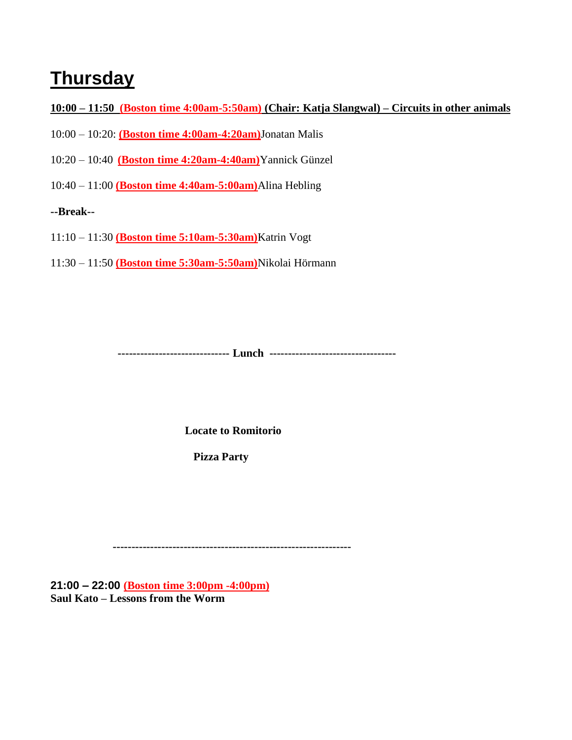# Thursday

**10:00 – 11:50 (Boston time 4:00am-5:50am) (Chair: Katja Slangwal) – Circuits in other animals**

10:00 – 10:20: **(Boston time 4:00am-4:20am)** Jonatan Malis

10:20 – 10:40 **(Boston time 4:20am-4:40am)** Yannick Günzel

10:40 – 11:00 **(Boston time 4:40am-5:00am)** Alina Hebling

**--Break--**

11:10 – 11:30 **(Boston time 5:10am-5:30am)** Katrin Vogt

11:30 – 11:50 **(Boston time 5:30am-5:50am)** Nikolai Hörmann

**----------------------------- Lunch ---------------------------------**

**Locate to Romitorio**

**Pizza Party**

**---------------------------------------------------------------**

**21:00 – 22:00 (Boston time 3:00pm -4:00pm)**
**Saul Kato – Lessons from the Worm**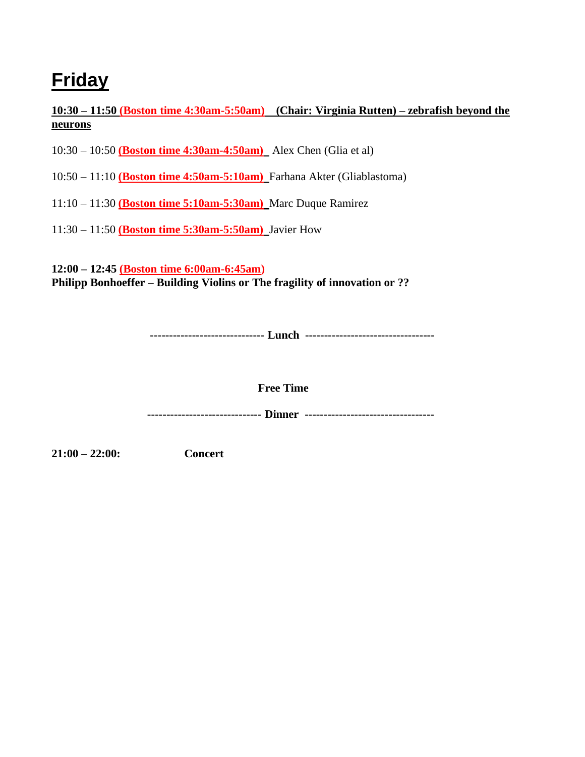# Friday

**10:30 – 11:50 (Boston time 4:30am-5:50am) (Chair: Virginia Rutten) – zebrafish beyond the neurons**

10:30 – 10:50 **(Boston time 4:30am-4:50am)** Alex Chen (Glia et al)

10:50 – 11:10 **(Boston time 4:50am-5:10am)** Farhana Akter (Gliablastoma)

11:10 – 11:30 **(Boston time 5:10am-5:30am)** Marc Duque Ramirez

11:30 – 11:50 **(Boston time 5:30am-5:50am)** Javier How

**12:00 – 12:45 (Boston time 6:00am-6:45am)**
**Philipp Bonhoeffer – Building Violins or The fragility of innovation or ??**

**----------------------------- Lunch ---------------------------------**

**Free Time**

**----------------------------- Dinner ---------------------------------**

**21:00 – 22:00:** **Concert**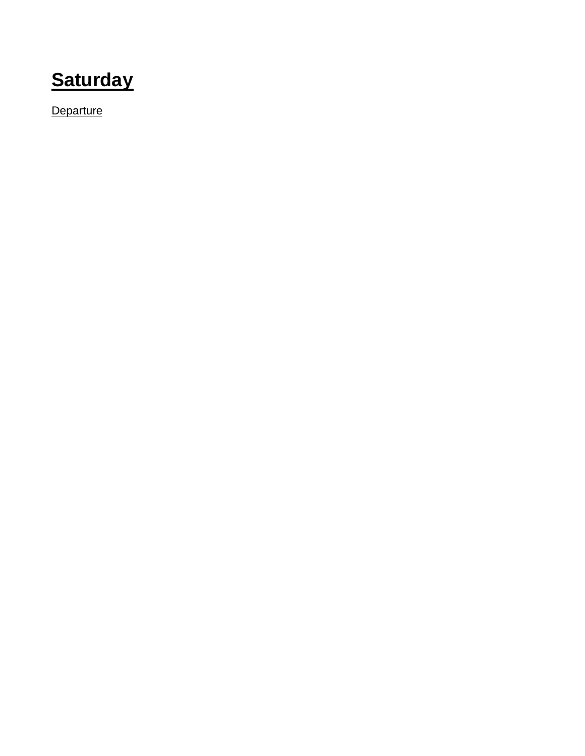## **Saturday**

Departure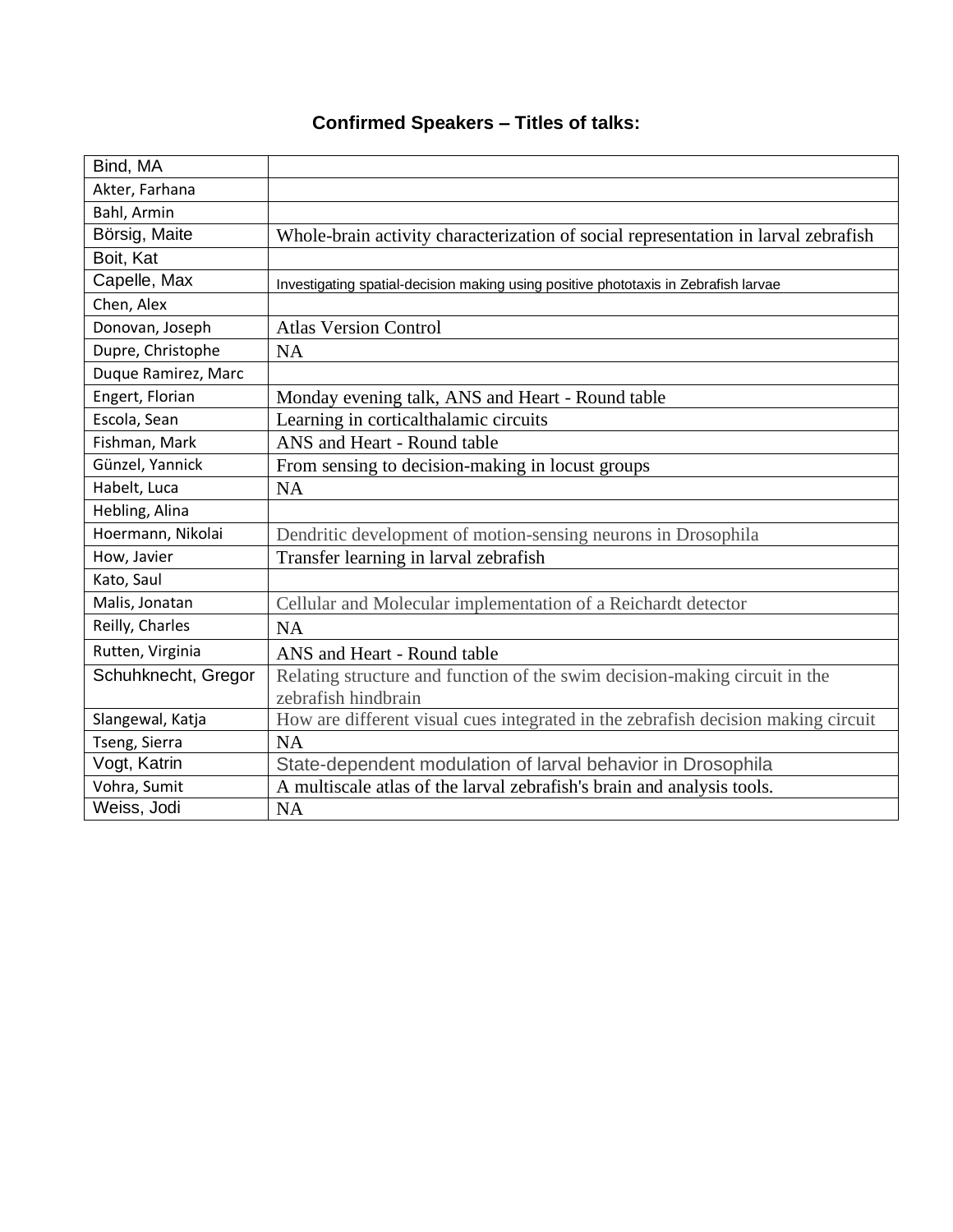**Confirmed Speakers – Titles of talks:**

| | |
|---|---|
| Bind, MA | |
| Akter, Farhana | |
| Bahl, Armin | |
| Börsig, Maite | Whole-brain activity characterization of social representation in larval zebrafish |
| Boit, Kat | |
| Capelle, Max | Investigating spatial-decision making using positive phototaxis in Zebrafish larvae |
| Chen, Alex | |
| Donovan, Joseph | Atlas Version Control |
| Dupre, Christophe | NA |
| Duque Ramirez, Marc | |
| Engert, Florian | Monday evening talk, ANS and Heart - Round table |
| Escola, Sean | Learning in corticalthalamic circuits |
| Fishman, Mark | ANS and Heart - Round table |
| Günzel, Yannick | From sensing to decision-making in locust groups |
| Habelt, Luca | NA |
| Hebling, Alina | |
| Hoermann, Nikolai | Dendritic development of motion-sensing neurons in Drosophila |
| How, Javier | Transfer learning in larval zebrafish |
| Kato, Saul | |
| Malis, Jonatan | Cellular and Molecular implementation of a Reichardt detector |
| Reilly, Charles | NA |
| Rutten, Virginia | ANS and Heart - Round table |
| Schuhknecht, Gregor | Relating structure and function of the swim decision-making circuit in the zebrafish hindbrain |
| Slangewal, Katja | How are different visual cues integrated in the zebrafish decision making circuit |
| Tseng, Sierra | NA |
| Vogt, Katrin | State-dependent modulation of larval behavior in Drosophila |
| Vohra, Sumit | A multiscale atlas of the larval zebrafish's brain and analysis tools. |
| Weiss, Jodi | NA |